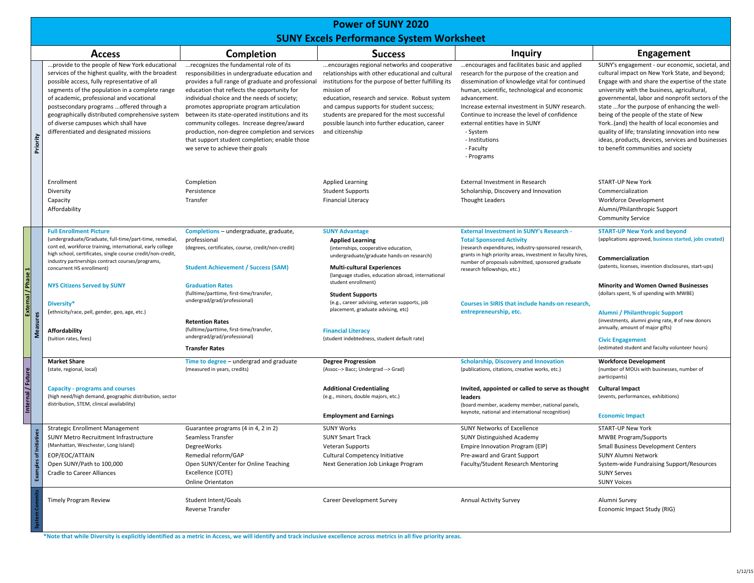# Power of SUNY 2020

## SUNY Excels Performance System Worksheet

| | | Access | Completion | Success | Inquiry | Engagement |
|---|---|---|---|---|---|---|
| | Priority | ...provide to the people of New York educational services of the highest quality, with the broadest possible access, fully representative of all segments of the population in a complete range of academic, professional and vocational postsecondary programs ...offered through a geographically distributed comprehensive system of diverse campuses which shall have differentiated and designated missions | ...recognizes the fundamental role of its responsibilities in undergraduate education and provides a full range of graduate and professional education that reflects the opportunity for individual choice and the needs of society; promotes appropriate program articulation between its state-operated institutions and its community colleges. Increase degree/award production, non-degree completion and services that support student completion; enable those we serve to achieve their goals | ...encourages regional networks and cooperative relationships with other educational and cultural institutions for the purpose of better fulfilling its mission of education, research and service. Robust system and campus supports for student success; students are prepared for the most successful possible launch into further education, career and citizenship | ...encourages and facilitates basic and applied research for the purpose of the creation and dissemination of knowledge vital for continued human, scientific, technological and economic advancement. Increase external investment in SUNY research. Continue to increase the level of confidence external entities have in SUNY - System - Institutions - Faculty - Programs | SUNY's engagement - our economic, societal, and cultural impact on New York State, and beyond; Engage with and share the expertise of the state university with the business, agricultural, governmental, labor and nonprofit sectors of the state ...for the purpose of enhancing the well-being of the people of the state of New York..(and) the health of local economies and quality of life; translating innovation into new ideas, products, devices, services and businesses to benefit communities and society |
| | | Enrollment<br>Diversity<br>Capacity<br>Affordability | Completion<br>Persistence<br>Transfer | Applied Learning<br>Student Supports<br>Financial Literacy | External Investment in Research<br>Scholarship, Discovery and Innovation<br>Thought Leaders | START-UP New York<br>Commercialization<br>Workforce Development<br>Alumni/Philanthropic Support<br>Community Service |
| External / Phase 1 | Measures | **Full Enrollment Picture** (undergraduate/Graduate, full-time/part-time, remedial, cont ed, workforce training, international, early college high school, certificates, single course credit/non-credit, industry partnerships contract courses/programs, concurrent HS enrollment)<br><br>**NYS Citizens Served by SUNY**<br><br>**Diversity*** (ethnicity/race, pell, gender, geo, age, etc.)<br><br>**Affordability** (tuition rates, fees) | **Completions** – undergraduate, graduate, professional (degrees, certificates, course, credit/non-credit)<br><br>**Student Achievement / Success (SAM)**<br><br>**Graduation Rates** (fulltime/parttime, first-time/transfer, undergrad/grad/professional)<br><br>**Retention Rates** (fulltime/parttime, first-time/transfer, undergrad/grad/professional)<br><br>**Transfer Rates** | **SUNY Advantage**<br>**Applied Learning** (internships, cooperative education, undergraduate/graduate hands-on research)<br>**Multi-cultural Experiences** (language studies, education abroad, international student enrollment)<br>**Student Supports** (e.g., career advising, veteran supports, job placement, graduate advising, etc)<br><br>**Financial Literacy** (student indebtedness, student default rate) | **External Investment in SUNY's Research - Total Sponsored Activity** (research expenditures, industry-sponsored research, grants in high priority areas, investment in faculty hires, number of proposals submitted, sponsored graduate research fellowships, etc.)<br><br>**Courses in SIRIS that include hands-on research, entrepreneurship, etc.** | **START-UP New York and beyond** (applications approved, business started, jobs created)<br><br>**Commercialization** (patents, licenses, invention disclosures, start-ups)<br><br>**Minority and Women Owned Businesses** (dollars spent, % of spending with MWBE)<br><br>**Alumni / Philanthropic Support** (investments, alumni giving rate, # of new donors annually, amount of major gifts)<br><br>**Civic Engagement** (estimated student and faculty volunteer hours) |
| Internal / Future | Measures | **Market Share** (state, regional, local)<br><br>**Capacity - programs and courses** (high need/high demand, geographic distribution, sector distribution, STEM, clinical availability) | **Time to degree** – undergrad and graduate (measured in years, credits) | **Degree Progression** (Assoc--> Bacc; Undergrad --> Grad)<br><br>**Additional Credentialing** (e.g., minors, double majors, etc.)<br><br>**Employment and Earnings** | **Scholarship, Discovery and Innovation** (publications, citations, creative works, etc.)<br><br>**Invited, appointed or called to serve as thought leaders** (board member, academy member, national panels, keynote, national and international recognition) | **Workforce Development** (number of MOUs with businesses, number of participants)<br><br>**Cultural Impact** (events, performances, exhibitions)<br><br>**Economic Impact** |
| | Examples of Initiatives | Strategic Enrollment Management<br>SUNY Metro Recruitment Infrastructure (Manhattan, Weschester, Long Island)<br>EOP/EOC/ATTAIN<br>Open SUNY/Path to 100,000<br>Cradle to Career Alliances | Guarantee programs (4 in 4, 2 in 2)<br>Seamless Transfer<br>DegreeWorks<br>Remedial reform/GAP<br>Open SUNY/Center for Online Teaching Excellence (COTE)<br>Online Orientaton | SUNY Works<br>SUNY Smart Track<br>Veteran Supports<br>Cultural Competency Initiative<br>Next Generation Job Linkage Program | SUNY Networks of Excellence<br>SUNY Distinguished Academy<br>Empire Innovation Program (EIP)<br>Pre-award and Grant Support<br>Faculty/Student Research Mentoring | START-UP New York<br>MWBE Program/Supports<br>Small Business Development Centers<br>SUNY Alumni Network<br>System-wide Fundraising Support/Resources<br>SUNY Serves<br>SUNY Voices |
| | System Commits | Timely Program Review | Student Intent/Goals<br>Reverse Transfer | Career Development Survey | Annual Activity Survey | Alumni Survey<br>Economic Impact Study (RIG) |

***Note that while Diversity is explicitly identified as a metric in Access, we will identify and track inclusive excellence across metrics in all five priority areas.**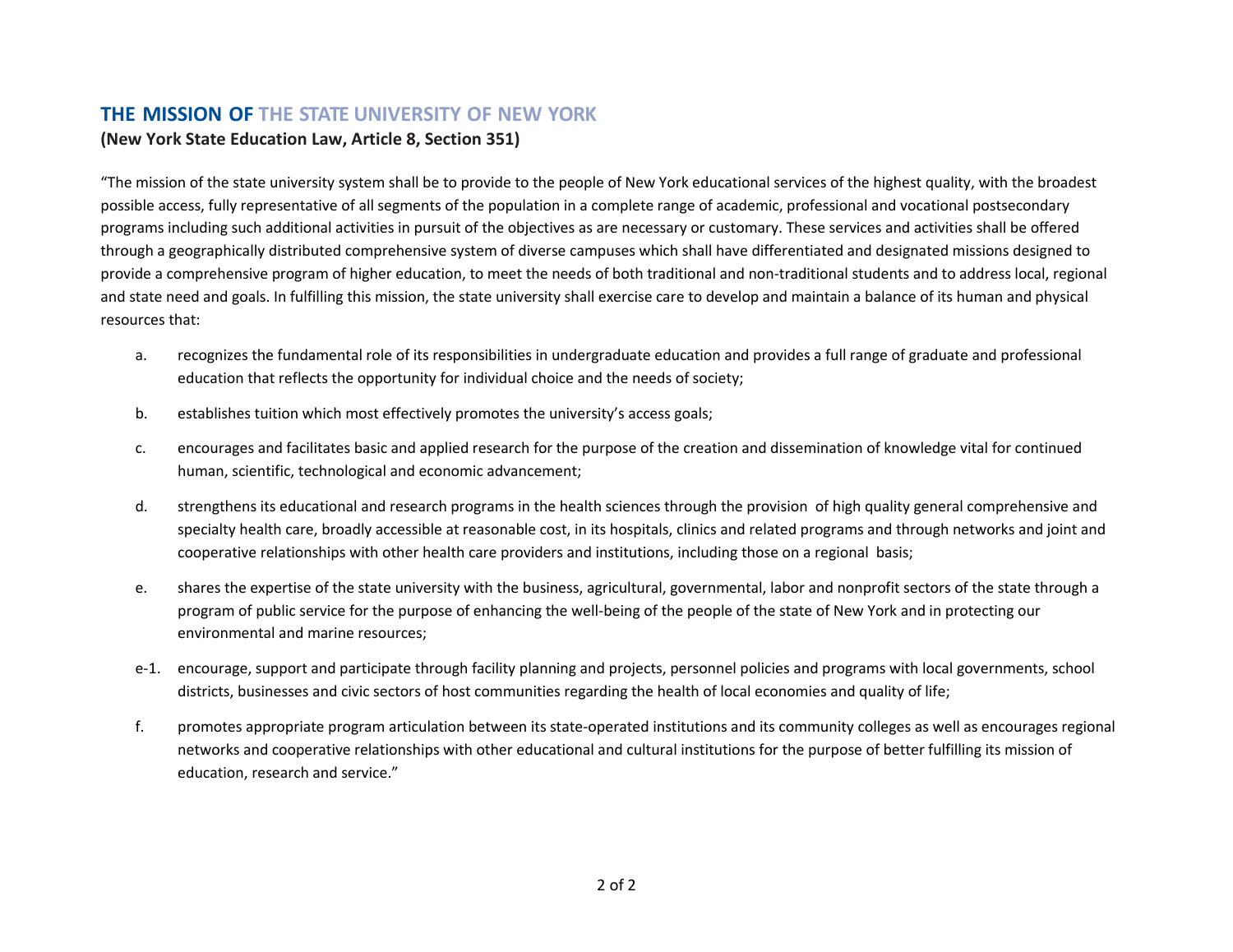## THE MISSION OF THE STATE UNIVERSITY OF NEW YORK

**(New York State Education Law, Article 8, Section 351)**

"The mission of the state university system shall be to provide to the people of New York educational services of the highest quality, with the broadest possible access, fully representative of all segments of the population in a complete range of academic, professional and vocational postsecondary programs including such additional activities in pursuit of the objectives as are necessary or customary. These services and activities shall be offered through a geographically distributed comprehensive system of diverse campuses which shall have differentiated and designated missions designed to provide a comprehensive program of higher education, to meet the needs of both traditional and non-traditional students and to address local, regional and state need and goals. In fulfilling this mission, the state university shall exercise care to develop and maintain a balance of its human and physical resources that:

a. recognizes the fundamental role of its responsibilities in undergraduate education and provides a full range of graduate and professional education that reflects the opportunity for individual choice and the needs of society;

b. establishes tuition which most effectively promotes the university's access goals;

c. encourages and facilitates basic and applied research for the purpose of the creation and dissemination of knowledge vital for continued human, scientific, technological and economic advancement;

d. strengthens its educational and research programs in the health sciences through the provision of high quality general comprehensive and specialty health care, broadly accessible at reasonable cost, in its hospitals, clinics and related programs and through networks and joint and cooperative relationships with other health care providers and institutions, including those on a regional basis;

e. shares the expertise of the state university with the business, agricultural, governmental, labor and nonprofit sectors of the state through a program of public service for the purpose of enhancing the well-being of the people of the state of New York and in protecting our environmental and marine resources;

e-1. encourage, support and participate through facility planning and projects, personnel policies and programs with local governments, school districts, businesses and civic sectors of host communities regarding the health of local economies and quality of life;

f. promotes appropriate program articulation between its state-operated institutions and its community colleges as well as encourages regional networks and cooperative relationships with other educational and cultural institutions for the purpose of better fulfilling its mission of education, research and service."